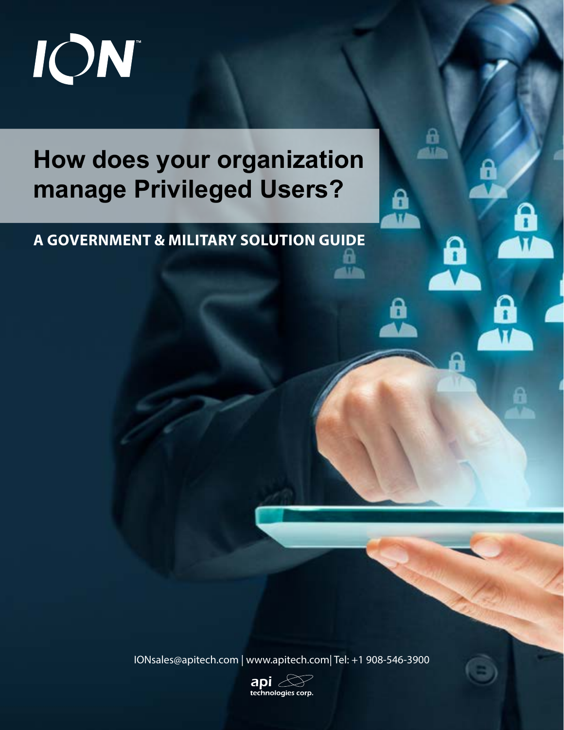ION™

# How does your organization manage Privileged Users?

## A GOVERNMENT & MILITARY SOLUTION GUIDE

IONsales@apitech.com | www.apitech.com| Tel: +1 908-546-3900

api technologies corp.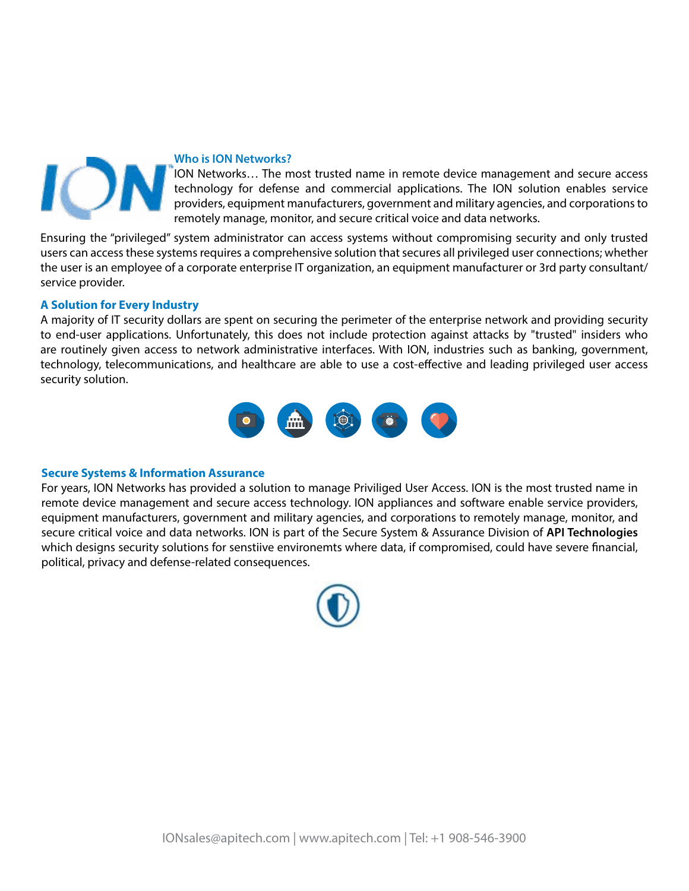## Who is ION Networks?

ION Networks… The most trusted name in remote device management and secure access technology for defense and commercial applications. The ION solution enables service providers, equipment manufacturers, government and military agencies, and corporations to remotely manage, monitor, and secure critical voice and data networks.

Ensuring the "privileged" system administrator can access systems without compromising security and only trusted users can access these systems requires a comprehensive solution that secures all privileged user connections; whether the user is an employee of a corporate enterprise IT organization, an equipment manufacturer or 3rd party consultant/ service provider.

## A Solution for Every Industry

A majority of IT security dollars are spent on securing the perimeter of the enterprise network and providing security to end-user applications. Unfortunately, this does not include protection against attacks by "trusted" insiders who are routinely given access to network administrative interfaces. With ION, industries such as banking, government, technology, telecommunications, and healthcare are able to use a cost-effective and leading privileged user access security solution.

## Secure Systems & Information Assurance

For years, ION Networks has provided a solution to manage Priviliged User Access. ION is the most trusted name in remote device management and secure access technology. ION appliances and software enable service providers, equipment manufacturers, government and military agencies, and corporations to remotely manage, monitor, and secure critical voice and data networks. ION is part of the Secure System & Assurance Division of **API Technologies** which designs security solutions for senstiive environemts where data, if compromised, could have severe financial, political, privacy and defense-related consequences.

IONsales@apitech.com | www.apitech.com | Tel: +1 908-546-3900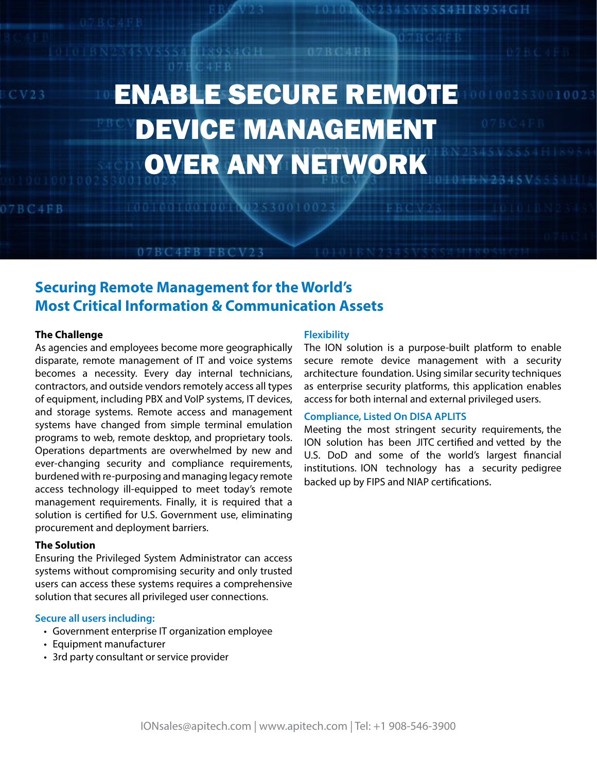# ENABLE SECURE REMOTE DEVICE MANAGEMENT OVER ANY NETWORK

## Securing Remote Management for the World's Most Critical Information & Communication Assets

**The Challenge**

As agencies and employees become more geographically disparate, remote management of IT and voice systems becomes a necessity. Every day internal technicians, contractors, and outside vendors remotely access all types of equipment, including PBX and VoIP systems, IT devices, and storage systems. Remote access and management systems have changed from simple terminal emulation programs to web, remote desktop, and proprietary tools. Operations departments are overwhelmed by new and ever-changing security and compliance requirements, burdened with re-purposing and managing legacy remote access technology ill-equipped to meet today's remote management requirements. Finally, it is required that a solution is certified for U.S. Government use, eliminating procurement and deployment barriers.

**The Solution**

Ensuring the Privileged System Administrator can access systems without compromising security and only trusted users can access these systems requires a comprehensive solution that secures all privileged user connections.

### Secure all users including:

- Government enterprise IT organization employee
- Equipment manufacturer
- 3rd party consultant or service provider

### Flexibility

The ION solution is a purpose-built platform to enable secure remote device management with a security architecture foundation. Using similar security techniques as enterprise security platforms, this application enables access for both internal and external privileged users.

### Compliance, Listed On DISA APLITS

Meeting the most stringent security requirements, the ION solution has been JITC certified and vetted by the U.S. DoD and some of the world's largest financial institutions. ION technology has a security pedigree backed up by FIPS and NIAP certifications.

IONsales@apitech.com | www.apitech.com | Tel: +1 908-546-3900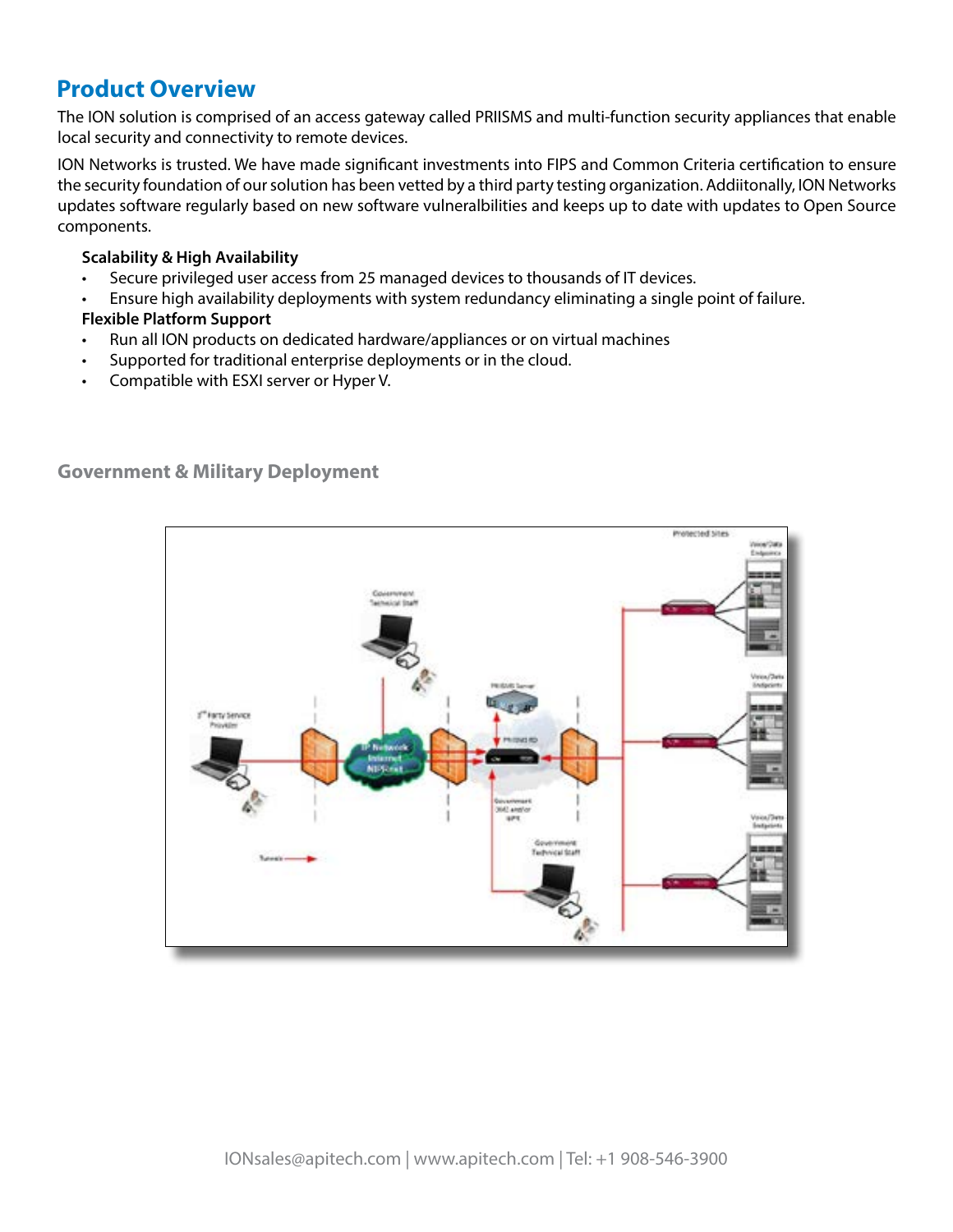## Product Overview

The ION solution is comprised of an access gateway called PRIISMS and multi-function security appliances that enable local security and connectivity to remote devices.

ION Networks is trusted. We have made significant investments into FIPS and Common Criteria certification to ensure the security foundation of our solution has been vetted by a third party testing organization. Addiitonally, ION Networks updates software regularly based on new software vulneralbilities and keeps up to date with updates to Open Source components.

**Scalability & High Availability**

- Secure privileged user access from 25 managed devices to thousands of IT devices.
- Ensure high availability deployments with system redundancy eliminating a single point of failure.

**Flexible Platform Support**

- Run all ION products on dedicated hardware/appliances or on virtual machines
- Supported for traditional enterprise deployments or in the cloud.
- Compatible with ESXI server or Hyper V.

### Government & Military Deployment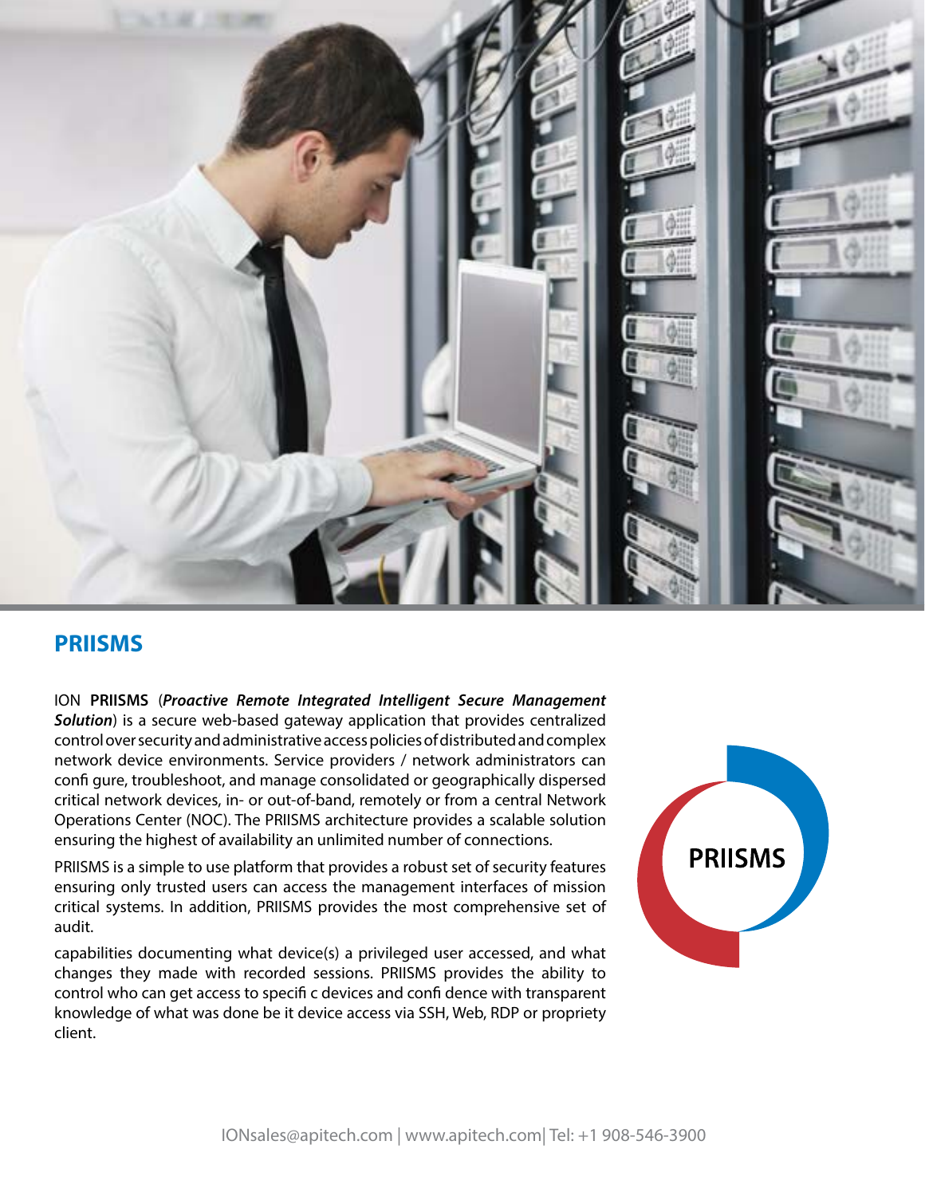## PRIISMS

ION **PRIISMS** (***Proactive Remote Integrated Intelligent Secure Management Solution***) is a secure web-based gateway application that provides centralized control over security and administrative access policies of distributed and complex network device environments. Service providers / network administrators can confi gure, troubleshoot, and manage consolidated or geographically dispersed critical network devices, in- or out-of-band, remotely or from a central Network Operations Center (NOC). The PRIISMS architecture provides a scalable solution ensuring the highest of availability an unlimited number of connections.

PRIISMS is a simple to use platform that provides a robust set of security features ensuring only trusted users can access the management interfaces of mission critical systems. In addition, PRIISMS provides the most comprehensive set of audit.

capabilities documenting what device(s) a privileged user accessed, and what changes they made with recorded sessions. PRIISMS provides the ability to control who can get access to specifi c devices and confi dence with transparent knowledge of what was done be it device access via SSH, Web, RDP or propriety client.

PRIISMS

IONsales@apitech.com | www.apitech.com| Tel: +1 908-546-3900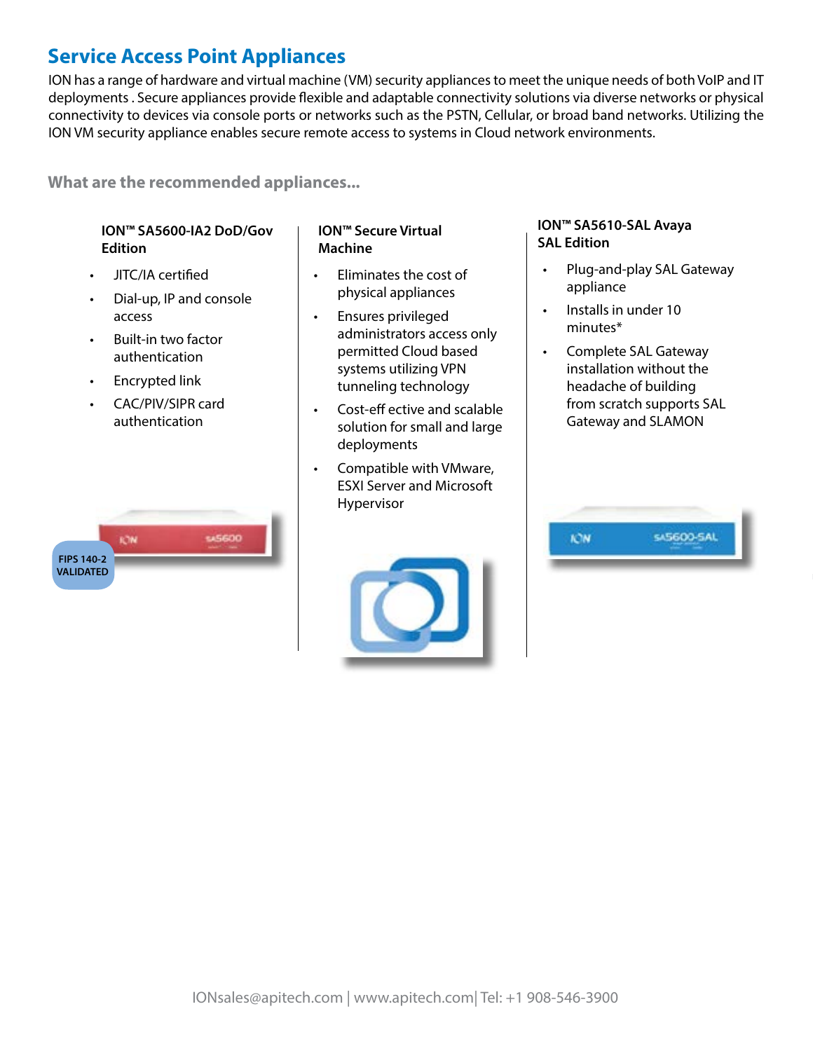## Service Access Point Appliances

ION has a range of hardware and virtual machine (VM) security appliances to meet the unique needs of both VoIP and IT deployments . Secure appliances provide flexible and adaptable connectivity solutions via diverse networks or physical connectivity to devices via console ports or networks such as the PSTN, Cellular, or broad band networks. Utilizing the ION VM security appliance enables secure remote access to systems in Cloud network environments.

### What are the recommended appliances...

**ION™ SA5600-IA2 DoD/Gov Edition**

- JITC/IA certified
- Dial-up, IP and console access
- Built-in two factor authentication
- Encrypted link
- CAC/PIV/SIPR card authentication

FIPS 140-2 VALIDATED

**ION™ Secure Virtual Machine**

- Eliminates the cost of physical appliances
- Ensures privileged administrators access only permitted Cloud based systems utilizing VPN tunneling technology
- Cost-effective and scalable solution for small and large deployments
- Compatible with VMware, ESXI Server and Microsoft Hypervisor

**ION™ SA5610-SAL Avaya SAL Edition**

- Plug-and-play SAL Gateway appliance
- Installs in under 10 minutes*
- Complete SAL Gateway installation without the headache of building from scratch supports SAL Gateway and SLAMON

IONsales@apitech.com | www.apitech.com| Tel: +1 908-546-3900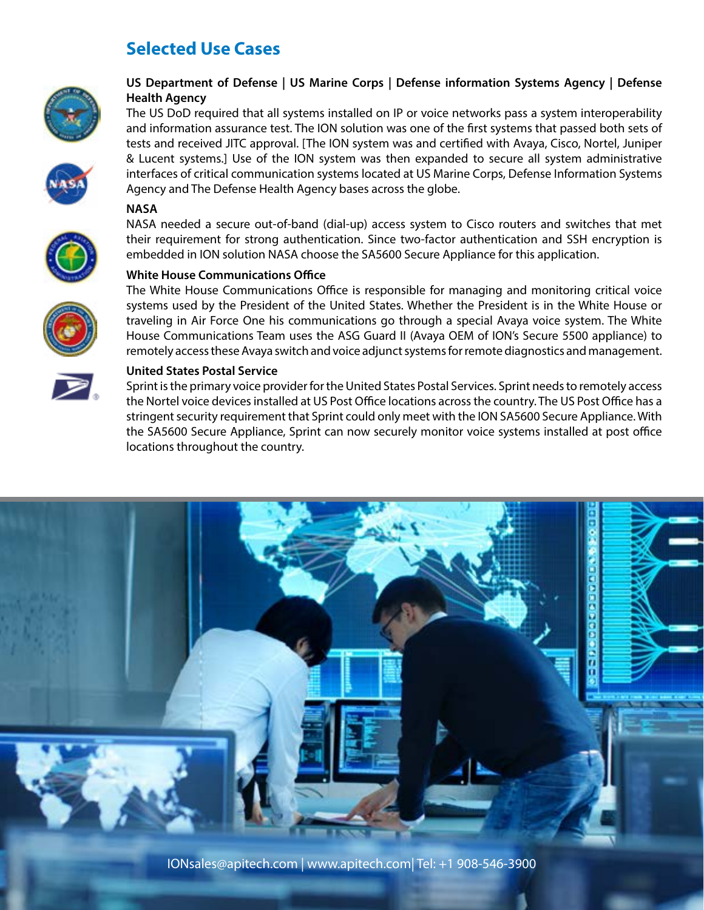## Selected Use Cases

**US Department of Defense | US Marine Corps | Defense information Systems Agency | Defense Health Agency**

The US DoD required that all systems installed on IP or voice networks pass a system interoperability and information assurance test. The ION solution was one of the first systems that passed both sets of tests and received JITC approval. [The ION system was and certified with Avaya, Cisco, Nortel, Juniper & Lucent systems.] Use of the ION system was then expanded to secure all system administrative interfaces of critical communication systems located at US Marine Corps, Defense Information Systems Agency and The Defense Health Agency bases across the globe.

**NASA**

NASA needed a secure out-of-band (dial-up) access system to Cisco routers and switches that met their requirement for strong authentication. Since two-factor authentication and SSH encryption is embedded in ION solution NASA choose the SA5600 Secure Appliance for this application.

**White House Communications Office**

The White House Communications Office is responsible for managing and monitoring critical voice systems used by the President of the United States. Whether the President is in the White House or traveling in Air Force One his communications go through a special Avaya voice system. The White House Communications Team uses the ASG Guard II (Avaya OEM of ION's Secure 5500 appliance) to remotely access these Avaya switch and voice adjunct systems for remote diagnostics and management.

**United States Postal Service**

Sprint is the primary voice provider for the United States Postal Services. Sprint needs to remotely access the Nortel voice devices installed at US Post Office locations across the country. The US Post Office has a stringent security requirement that Sprint could only meet with the ION SA5600 Secure Appliance. With the SA5600 Secure Appliance, Sprint can now securely monitor voice systems installed at post office locations throughout the country.

IONsales@apitech.com | www.apitech.com| Tel: +1 908-546-3900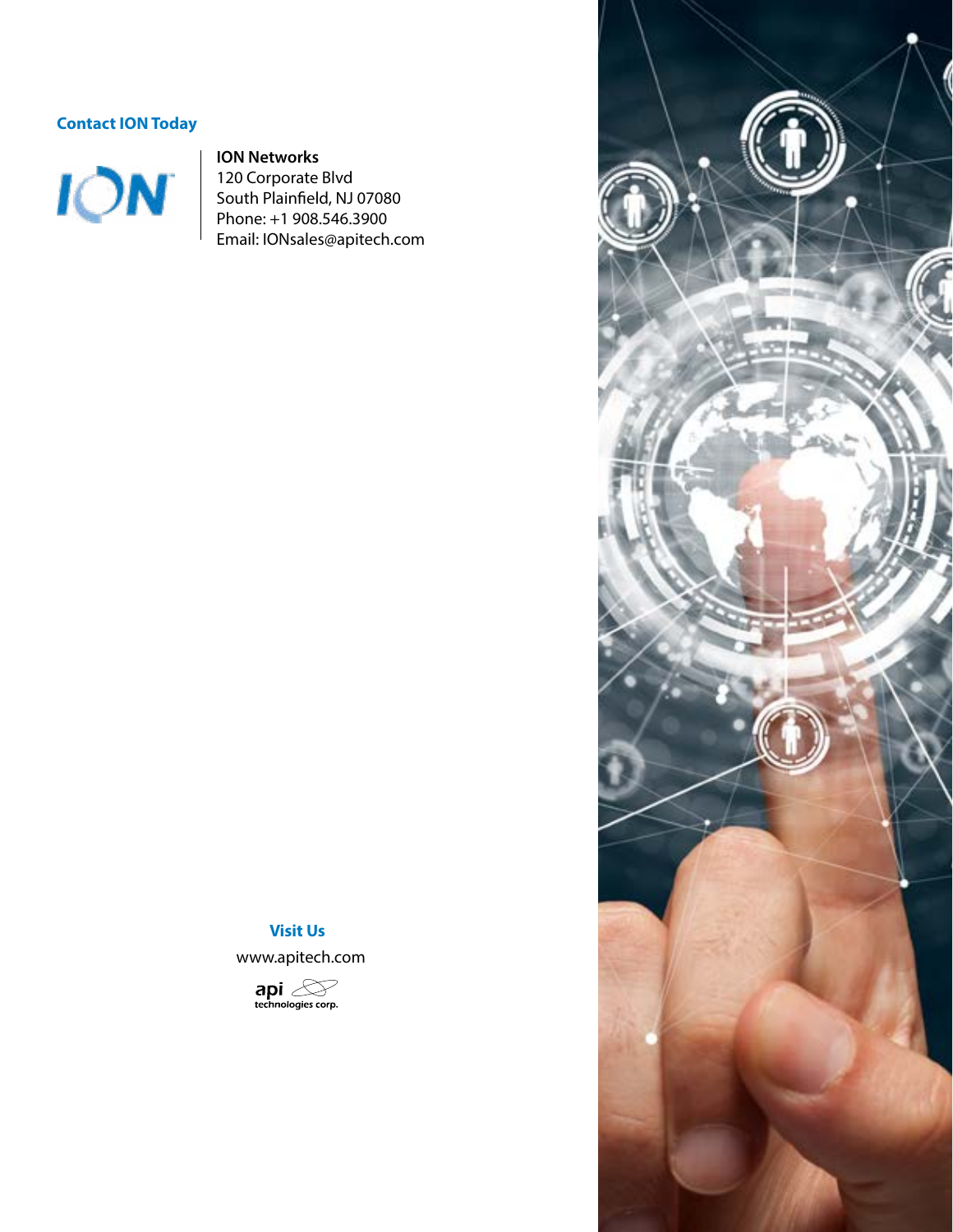## Contact ION Today

**ION Networks**
120 Corporate Blvd
South Plainfield, NJ 07080
Phone: +1 908.546.3900
Email: IONsales@apitech.com

## Visit Us

www.apitech.com